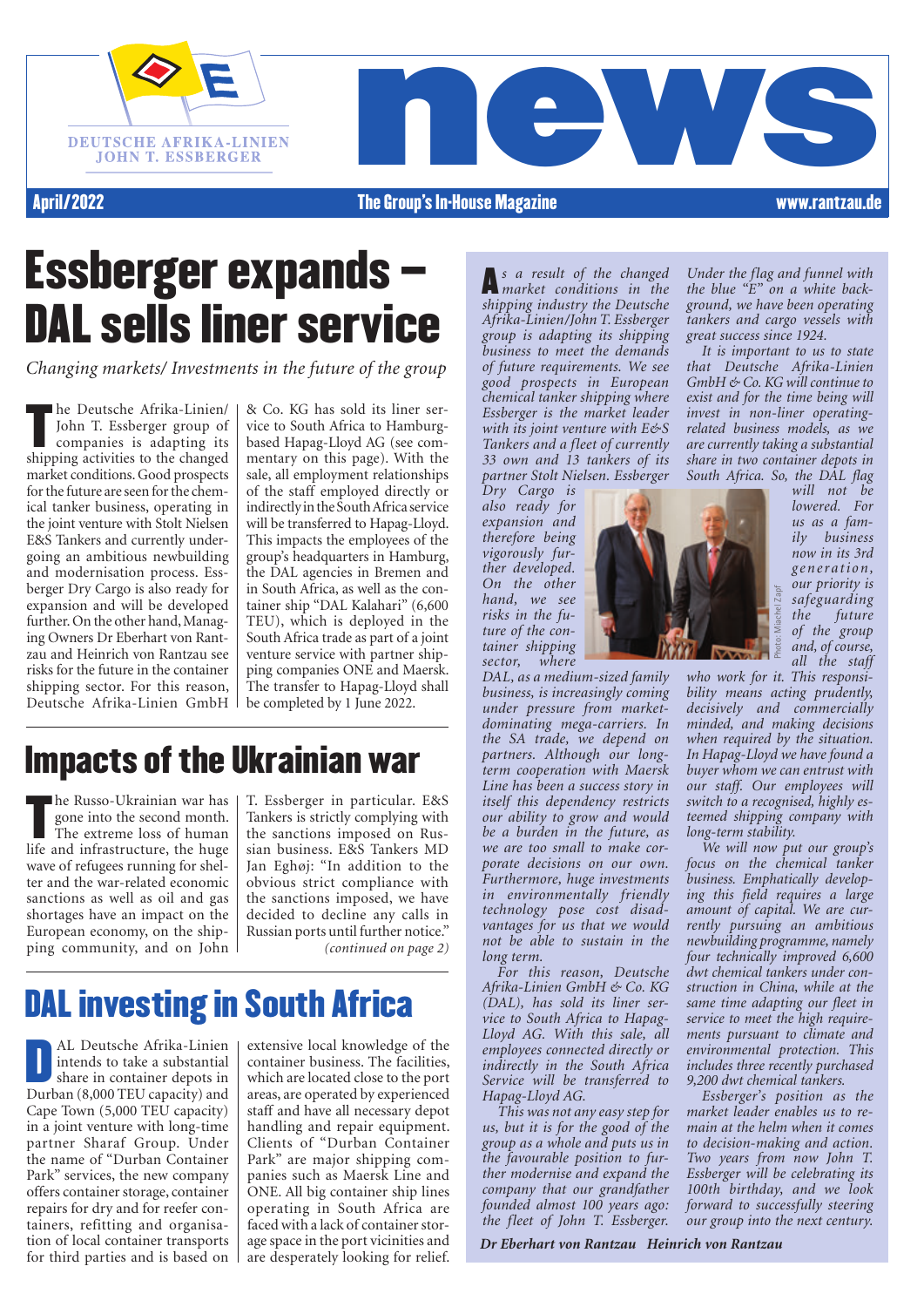DEUTSCHE AFRIKA-LINIEN
JOHN T. ESSBERGER

# news

April/2022 — The Group's In-House Magazine — www.rantzau.de

# Essberger expands – DAL sells liner service

*Changing markets/ Investments in the future of the group*

The Deutsche Afrika-Linien/John T. Essberger group of companies is adapting its shipping activities to the changed market conditions. Good prospects for the future are seen for the chemical tanker business, operating in the joint venture with Stolt Nielsen E&S Tankers and currently undergoing an ambitious newbuilding and modernisation process. Essberger Dry Cargo is also ready for expansion and will be developed further. On the other hand, Managing Owners Dr Eberhart von Rantzau and Heinrich von Rantzau see risks for the future in the container shipping sector. For this reason, Deutsche Afrika-Linien GmbH & Co. KG has sold its liner service to South Africa to Hamburg-based Hapag-Lloyd AG (see commentary on this page). With the sale, all employment relationships of the staff employed directly or indirectly in the South Africa service will be transferred to Hapag-Lloyd. This impacts the employees of the group's headquarters in Hamburg, the DAL agencies in Bremen and in South Africa, as well as the container ship "DAL Kalahari" (6,600 TEU), which is deployed in the South Africa trade as part of a joint venture service with partner shipping companies ONE and Maersk. The transfer to Hapag-Lloyd shall be completed by 1 June 2022.

## Impacts of the Ukrainian war

The Russo-Ukrainian war has gone into the second month. The extreme loss of human life and infrastructure, the huge wave of refugees running for shelter and the war-related economic sanctions as well as oil and gas shortages have an impact on the European economy, on the shipping community, and on John T. Essberger in particular. E&S Tankers is strictly complying with the sanctions imposed on Russian business. E&S Tankers MD Jan Eghøj: "In addition to the obvious strict compliance with the sanctions imposed, we have decided to decline any calls in Russian ports until further notice."

*(continued on page 2)*

## DAL investing in South Africa

DAL Deutsche Afrika-Linien intends to take a substantial share in container depots in Durban (8,000 TEU capacity) and Cape Town (5,000 TEU capacity) in a joint venture with long-time partner Sharaf Group. Under the name of "Durban Container Park" services, the new company offers container storage, container repairs for dry and for reefer containers, refitting and organisation of local container transports for third parties and is based on extensive local knowledge of the container business. The facilities, which are located close to the port areas, are operated by experienced staff and have all necessary depot handling and repair equipment. Clients of "Durban Container Park" are major shipping companies such as Maersk Line and ONE. All big container ship lines operating in South Africa are faced with a lack of container storage space in the port vicinities and are desperately looking for relief.

*As a result of the changed market conditions in the shipping industry the Deutsche Afrika-Linien/John T. Essberger group is adapting its shipping business to meet the demands of future requirements. We see good prospects in European chemical tanker shipping where Essberger is the market leader with its joint venture with E&S Tankers and a fleet of currently 33 own and 13 tankers of its partner Stolt Nielsen. Essberger Dry Cargo is also ready for expansion and therefore being vigorously further developed. On the other hand, we see risks in the future of the container shipping sector, where DAL, as a medium-sized family business, is increasingly coming under pressure from market-dominating mega-carriers. In the SA trade, we depend on partners. Although our long-term cooperation with Maersk Line has been a success story in itself this dependency restricts our ability to grow and would be a burden in the future, as we are too small to make corporate decisions on our own. Furthermore, huge investments in environmentally friendly technology pose cost disadvantages for us that we would not be able to sustain in the long term.*

*For this reason, Deutsche Afrika-Linien GmbH & Co. KG (DAL), has sold its liner service to South Africa to Hapag-Lloyd AG. With this sale, all employees connected directly or indirectly in the South Africa Service will be transferred to Hapag-Lloyd AG.*

*This was not any easy step for us, but it is for the good of the group as a whole and puts us in the favourable position to further modernise and expand the company that our grandfather founded almost 100 years ago: the fleet of John T. Essberger. Under the flag and funnel with the blue "E" on a white background, we have been operating tankers and cargo vessels with great success since 1924.*

*It is important to us to state that Deutsche Afrika-Linien GmbH & Co. KG will continue to exist and for the time being will invest in non-liner operating-related business models, as we are currently taking a substantial share in two container depots in South Africa. So, the DAL flag will not be lowered. For us as a family business now in its 3rd generation, our priority is safeguarding the future of the group and, of course, all the staff who work for it. This responsibility means acting prudently, decisively and commercially minded, and making decisions when required by the situation. In Hapag-Lloyd we have found a buyer whom we can entrust with our staff. Our employees will switch to a recognised, highly esteemed shipping company with long-term stability.*

*We will now put our group's focus on the chemical tanker business. Emphatically developing this field requires a large amount of capital. We are currently pursuing an ambitious newbuilding programme, namely four technically improved 6,600 dwt chemical tankers under construction in China, while at the same time adapting our fleet in service to meet the high requirements pursuant to climate and environmental protection. This includes three recently purchased 9,200 dwt chemical tankers.*

*Essberger's position as the market leader enables us to remain at the helm when it comes to decision-making and action. Two years from now John T. Essberger will be celebrating its 100th birthday, and we look forward to successfully steering our group into the next century.*

Photo: Miachel Zapf

***Dr Eberhart von Rantzau   Heinrich von Rantzau***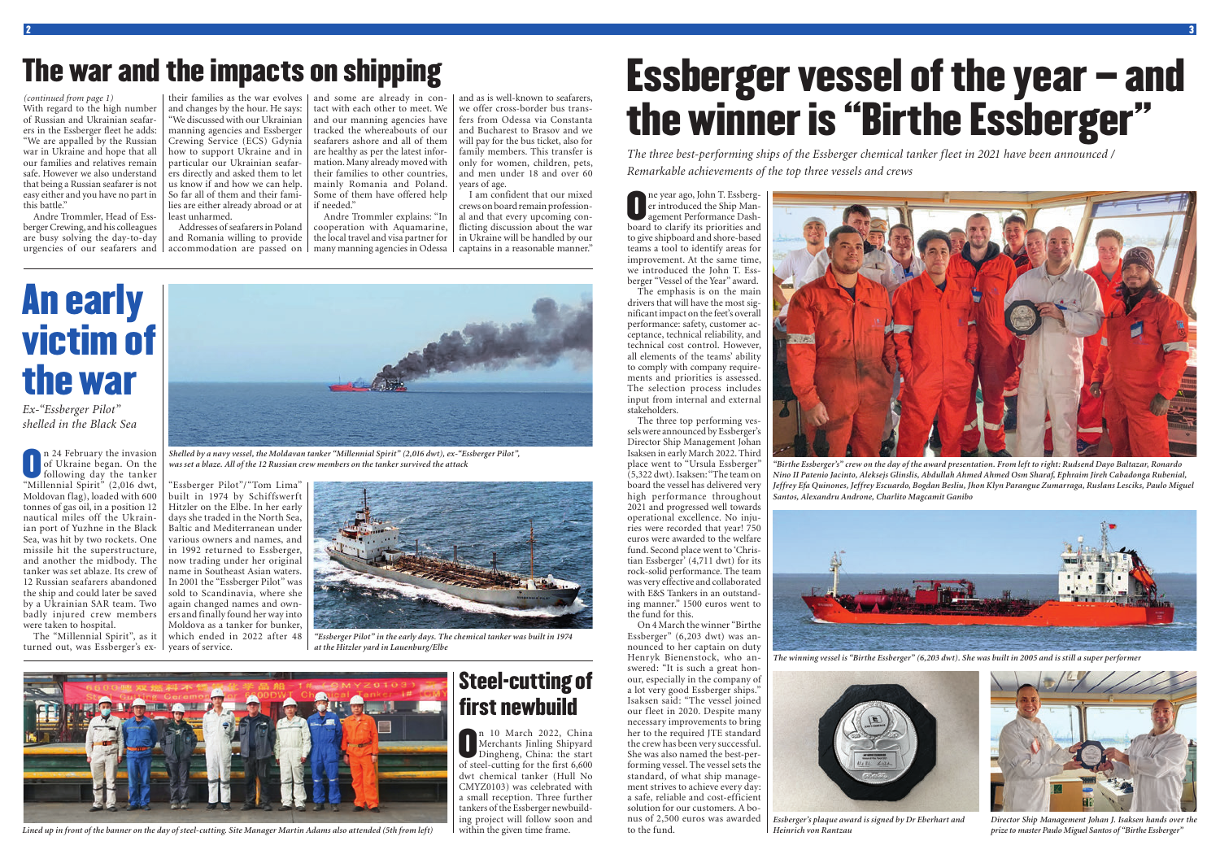# The war and the impacts on shipping

*(continued from page 1)*

With regard to the high number of Russian and Ukrainian seafarers in the Essberger fleet he adds: "We are appalled by the Russian war in Ukraine and hope that all our families and relatives remain safe. However we also understand that being a Russian seafarer is not easy either and you have no part in this battle."

Andre Trommler, Head of Essberger Crewing, and his colleagues are busy solving the day-to-day urgencies of our seafarers and their families as the war evolves and changes by the hour. He says: "We discussed with our Ukrainian manning agencies and Essberger Crewing Service (ECS) Gdynia how to support Ukraine and in particular our Ukrainian seafarers directly and asked them to let us know if and how we can help. So far all of them and their families are either already abroad or at least unharmed.

Addresses of seafarers in Poland and Romania willing to provide accommodation are passed on and some are already in contact with each other to meet. We and our manning agencies have tracked the whereabouts of our seafarers ashore and all of them are healthy as per the latest information. Many already moved with their families to other countries, mainly Romania and Poland. Some of them have offered help if needed."

Andre Trommler explains: "In cooperation with Aquamarine, the local travel and visa partner for many manning agencies in Odessa and as is well-known to seafarers, we offer cross-border bus transfers from Odessa via Constanta and Bucharest to Brasov and we will pay for the bus ticket, also for family members. This transfer is only for women, children, pets, and men under 18 and over 60 years of age.

I am confident that our mixed crews on board remain professional and that every upcoming conflicting discussion about the war in Ukraine will be handled by our captains in a reasonable manner."

# An early victim of the war

*Ex-"Essberger Pilot" shelled in the Black Sea*

On 24 February the invasion of Ukraine began. On the following day the tanker "Millennial Spirit" (2,016 dwt, Moldovan flag), loaded with 600 tonnes of gas oil, in a position 12 nautical miles off the Ukrainian port of Yuzhne in the Black Sea, was hit by two rockets. One missile hit the superstructure, and another the midbody. The tanker was set ablaze. Its crew of 12 Russian seafarers abandoned the ship and could later be saved by a Ukrainian SAR team. Two badly injured crew members were taken to hospital.

The "Millennial Spirit", as it turned out, was Essberger's ex-"Essberger Pilot"/"Tom Lima" built in 1974 by Schiffswerft Hitzler on the Elbe. In her early days she traded in the North Sea, Baltic and Mediterranean under various owners and names, and in 1992 returned to Essberger, now trading under her original name in Southeast Asian waters. In 2001 the "Essberger Pilot" was sold to Scandinavia, where she again changed names and owners and finally found her way into Moldova as a tanker for bunker, which ended in 2022 after 48 years of service.

*Shelled by a navy vessel, the Moldavan tanker "Millennial Spirit" (2,016 dwt), ex-"Essberger Pilot", was set a blaze. All of the 12 Russian crew members on the tanker survived the attack*

*"Essberger Pilot" in the early days. The chemical tanker was built in 1974 at the Hitzler yard in Lauenburg/Elbe*

## Steel-cutting of first newbuild

On 10 March 2022, China Merchants Jinling Shipyard Dingheng, China: the start of steel-cutting for the first 6,600 dwt chemical tanker (Hull No CMYZ0103) was celebrated with a small reception. Three further tankers of the Essberger newbuilding project will follow soon and within the given time frame.

*Lined up in front of the banner on the day of steel-cutting. Site Manager Martin Adams also attended (5th from left)*

# Essberger vessel of the year – and the winner is "Birthe Essberger"

*The three best-performing ships of the Essberger chemical tanker fleet in 2021 have been announced / Remarkable achievements of the top three vessels and crews*

One year ago, John T. Essberger introduced the Ship Management Performance Dashboard to clarify its priorities and to give shipboard and shore-based teams a tool to identify areas for improvement. At the same time, we introduced the John T. Essberger "Vessel of the Year" award.

The emphasis is on the main drivers that will have the most significant impact on the feet's overall performance: safety, customer acceptance, technical reliability, and technical cost control. However, all elements of the teams' ability to comply with company requirements and priorities is assessed. The selection process includes input from internal and external stakeholders.

The three top performing vessels were announced by Essberger's Director Ship Management Johan Isaksen in early March 2022. Third place went to "Ursula Essberger" (5,322 dwt). Isaksen: "The team on board the vessel has delivered very high performance throughout 2021 and progressed well towards operational excellence. No injuries were recorded that year! 750 euros were awarded to the welfare fund. Second place went to 'Christian Essberger' (4,711 dwt) for its rock-solid performance. The team was very effective and collaborated with E&S Tankers in an outstanding manner." 1500 euros went to the fund for this.

On 4 March the winner "Birthe Essberger" (6,203 dwt) was announced to her captain on duty Henryk Bienenstock, who answered: "It is such a great honour, especially in the company of a lot very good Essberger ships." Isaksen said: "The vessel joined our fleet in 2020. Despite many necessary improvements to bring her to the required JTE standard the crew has been very successful. She was also named the best-performing vessel. The vessel sets the standard, of what ship management strives to achieve every day: a safe, reliable and cost-efficient solution for our customers. A bonus of 2,500 euros was awarded to the fund.

*"Birthe Essberger's" crew on the day of the award presentation. From left to right: Rudsend Dayo Baltazar, Ronardo Nino II Patenio Jacinto, Aleksejs Glinslis, Abdullah Ahmed Ahmed Osm Sharaf, Ephraim Jireh Cabadonga Rubenial, Jeffrey Efa Quinones, Jeffrey Escuardo, Bogdan Besliu, Jhon Klyn Parangue Zumarraga, Ruslans Lesciks, Paulo Miguel Santos, Alexandru Androne, Charlito Magcamit Ganibo*

*The winning vessel is "Birthe Essberger" (6,203 dwt). She was built in 2005 and is still a super performer*

*Essberger's plaque award is signed by Dr Eberhart and Heinrich von Rantzau*

*Director Ship Management Johan J. Isaksen hands over the prize to master Paulo Miguel Santos of "Birthe Essberger"*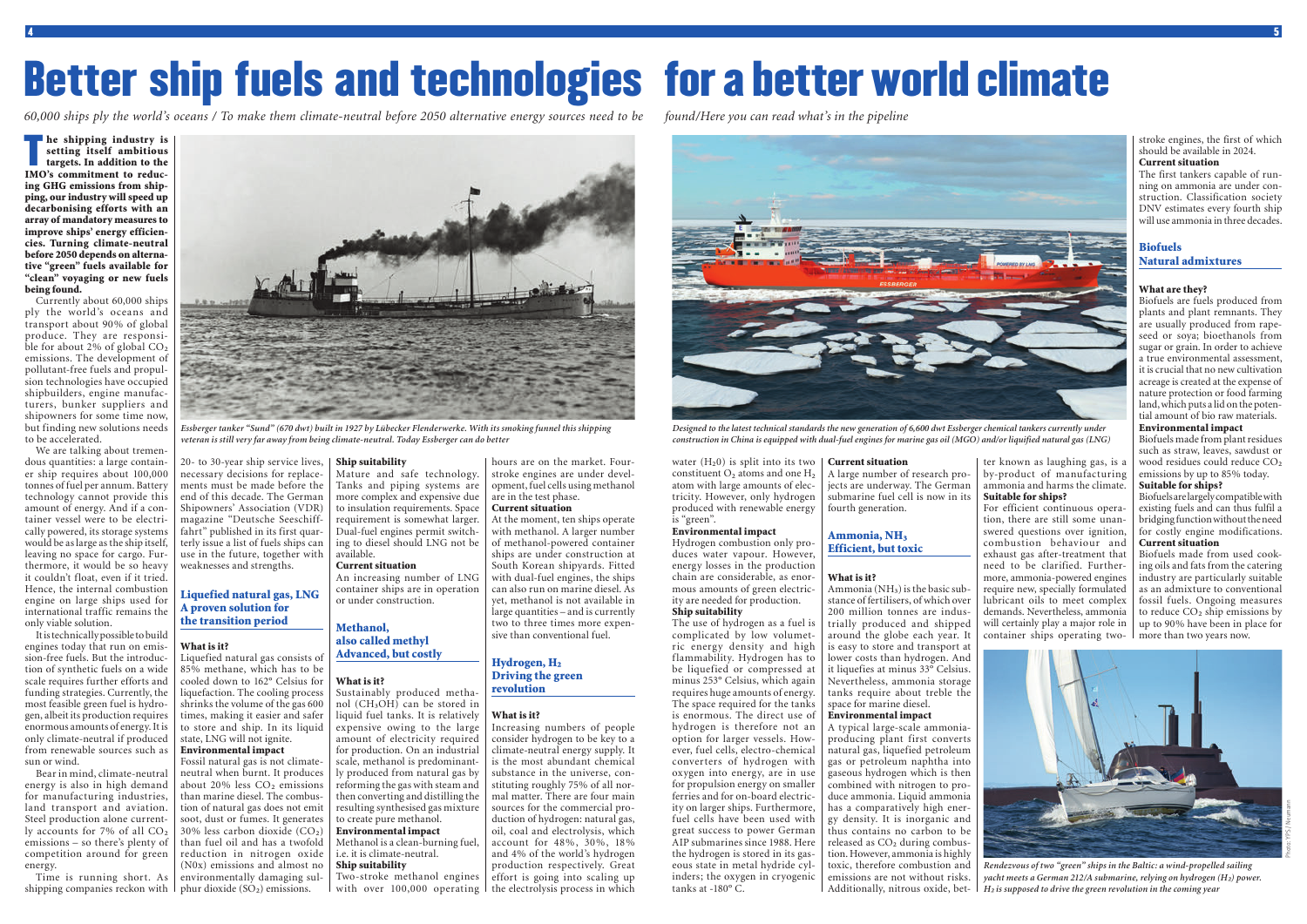# Better ship fuels and technologies for a better world climate

*60,000 ships ply the world's oceans / To make them climate-neutral before 2050 alternative energy sources need to be found/Here you can read what's in the pipeline*

**The shipping industry is setting itself ambitious targets. In addition to the IMO's commitment to reducing GHG emissions from shipping, our industry will speed up decarbonising efforts with an array of mandatory measures to improve ships' energy efficiencies. Turning climate-neutral before 2050 depends on alternative "green" fuels available for "clean" voyaging or new fuels being found.**

Currently about 60,000 ships ply the world's oceans and transport about 90% of global produce. They are responsible for about 2% of global $CO_2$ emissions. The development of pollutant-free fuels and propulsion technologies have occupied shipbuilders, engine manufacturers, bunker suppliers and shipowners for some time now, but finding new solutions needs to be accelerated.

We are talking about tremendous quantities: a large container ship requires about 100,000 tonnes of fuel per annum. Battery technology cannot provide this amount of energy. And if a container vessel were to be electrically powered, its storage systems would be as large as the ship itself, leaving no space for cargo. Furthermore, it would be so heavy it couldn't float, even if it tried. Hence, the internal combustion engine on large ships used for international traffic remains the only viable solution.

It is technically possible to build engines today that run on emission-free fuels. But the introduction of synthetic fuels on a wide scale requires further efforts and funding strategies. Currently, the most feasible green fuel is hydrogen, albeit its production requires enormous amounts of energy. It is only climate-neutral if produced from renewable sources such as sun or wind.

Bear in mind, climate-neutral energy is also in high demand for manufacturing industries, land transport and aviation. Steel production alone currently accounts for 7% of all $CO_2$ emissions – so there's plenty of competition around for green energy.

Time is running short. As shipping companies reckon with 20- to 30-year ship service lives, necessary decisions for replacements must be made before the end of this decade. The German Shipowners' Association (VDR) magazine "Deutsche Seeschifffahrt" published in its first quarterly issue a list of fuels ships can use in the future, together with weaknesses and strengths.

*Essberger tanker "Sund" (670 dwt) built in 1927 by Lübecker Flenderwerke. With its smoking funnel this shipping veteran is still very far away from being climate-neutral. Today Essberger can do better*

## Liquefied natural gas, LNG A proven solution for the transition period

**What is it?**

Liquefied natural gas consists of 85% methane, which has to be cooled down to 162° Celsius for liquefaction. The cooling process shrinks the volume of the gas 600 times, making it easier and safer to store and ship. In its liquid state, LNG will not ignite.

**Environmental impact**

Fossil natural gas is not climate-neutral when burnt. It produces about 20% less $CO_2$ emissions than marine diesel. The combustion of natural gas does not emit soot, dust or fumes. It generates 30% less carbon dioxide ($CO_2$) than fuel oil and has a twofold reduction in nitrogen oxide (N0x) emissions and almost no environmentally damaging sulphur dioxide ($SO_2$) emissions.

**Ship suitability**

Mature and safe technology. Tanks and piping systems are more complex and expensive due to insulation requirements. Space requirement is somewhat larger. Dual-fuel engines permit switching to diesel should LNG not be available.

**Current situation**

An increasing number of LNG container ships are in operation or under construction.

## Methanol, also called methyl Advanced, but costly

**What is it?**

Sustainably produced methanol ($CH_3OH$) can be stored in liquid fuel tanks. It is relatively expensive owing to the large amount of electricity required for production. On an industrial scale, methanol is predominantly produced from natural gas by reforming the gas with steam and then converting and distilling the resulting synthesised gas mixture to create pure methanol.

**Environmental impact**

Methanol is a clean-burning fuel, i.e. it is climate-neutral.

**Ship suitability**

Two-stroke methanol engines with over 100,000 operating hours are on the market. Four-stroke engines are under development, fuel cells using methanol are in the test phase.

**Current situation**

At the moment, ten ships operate with methanol. A larger number of methanol-powered container ships are under construction at South Korean shipyards. Fitted with dual-fuel engines, the ships can also run on marine diesel. As yet, methanol is not available in large quantities – and is currently two to three times more expensive than conventional fuel.

## Hydrogen, $H_2$ Driving the green revolution

**What is it?**

Increasing numbers of people consider hydrogen to be key to a climate-neutral energy supply. It is the most abundant chemical substance in the universe, constituting roughly 75% of all normal matter. There are four main sources for the commercial production of hydrogen: natural gas, oil, coal and electrolysis, which account for 48%, 30%, 18% and 4% of the world's hydrogen production respectively. Great effort is going into scaling up the electrolysis process in which water ($H_20$) is split into its two constituent $O_2$ atoms and one $H_2$ atom with large amounts of electricity. However, only hydrogen produced with renewable energy is "green".

*Designed to the latest technical standards the new generation of 6,600 dwt Essberger chemical tankers currently under construction in China is equipped with dual-fuel engines for marine gas oil (MGO) and/or liquified natural gas (LNG)*

**Environmental impact**

Hydrogen combustion only produces water vapour. However, energy losses in the production chain are considerable, as enormous amounts of green electricity are needed for production.

**Ship suitability**

The use of hydrogen as a fuel is complicated by low volumetric energy density and high flammability. Hydrogen has to be liquefied or compressed at minus 253° Celsius, which again requires huge amounts of energy. The space required for the tanks is enormous. The direct use of hydrogen is therefore not an option for larger vessels. However, fuel cells, electro-chemical converters of hydrogen with oxygen into energy, are in use for propulsion energy on smaller ferries and for on-board electricity on larger ships. Furthermore, fuel cells have been used with great success to power German AIP submarines since 1988. Here the hydrogen is stored in its gaseous state in metal hydride cylinders; the oxygen in cryogenic tanks at -180° C.

**Current situation**

A large number of research projects are underway. The German submarine fuel cell is now in its fourth generation.

## Ammonia, $NH_3$ Efficient, but toxic

**What is it?**

Ammonia ($NH_3$) is the basic substance of fertilisers, of which over 200 million tonnes are industrially produced and shipped around the globe each year. It is easy to store and transport at lower costs than hydrogen. And it liquefies at minus 33° Celsius. Nevertheless, ammonia storage tanks require about treble the space for marine diesel.

**Environmental impact**

A typical large-scale ammonia-producing plant first converts natural gas, liquefied petroleum gas or petroleum naphtha into gaseous hydrogen which is then combined with nitrogen to produce ammonia. Liquid ammonia has a comparatively high energy density. It is inorganic and thus contains no carbon to be released as $CO_2$ during combustion. However, ammonia is highly toxic, therefore combustion and emissions are not without risks. Additionally, nitrous oxide, better known as laughing gas, is a by-product of manufacturing ammonia and harms the climate.

**Suitable for ships?**

For efficient continuous operation, there are still some unanswered questions over ignition, combustion behaviour and exhaust gas after-treatment that need to be clarified. Furthermore, ammonia-powered engines require new, specially formulated lubricant oils to meet complex demands. Nevertheless, ammonia will certainly play a major role in container ships operating two-stroke engines, the first of which should be available in 2024.

**Current situation**

The first tankers capable of running on ammonia are under construction. Classification society DNV estimates every fourth ship will use ammonia in three decades.

## Biofuels Natural admixtures

**What are they?**

Biofuels are fuels produced from plants and plant remnants. They are usually produced from rapeseed or soya; bioethanols from sugar or grain. In order to achieve a true environmental assessment, it is crucial that no new cultivation acreage is created at the expense of nature protection or food farming land, which puts a lid on the potential amount of bio raw materials.

**Environmental impact**

Biofuels made from plant residues such as straw, leaves, sawdust or wood residues could reduce $CO_2$ emissions by up to 85% today.

**Suitable for ships?**

Biofuels are largely compatible with existing fuels and can thus fulfil a bridging function without the need for costly engine modifications.

**Current situation**

Biofuels made from used cooking oils and fats from the catering industry are particularly suitable as an admixture to conventional fossil fuels. Ongoing measures to reduce $CO_2$ ship emissions by up to 90% have been in place for more than two years now.

*Rendezvous of two "green" ships in the Baltic: a wind-propelled sailing yacht meets a German 212/A submarine, relying on hydrogen ($H_2$) power. $H_2$ is supposed to drive the green revolution in the coming year*

Photo: YPS/Neumann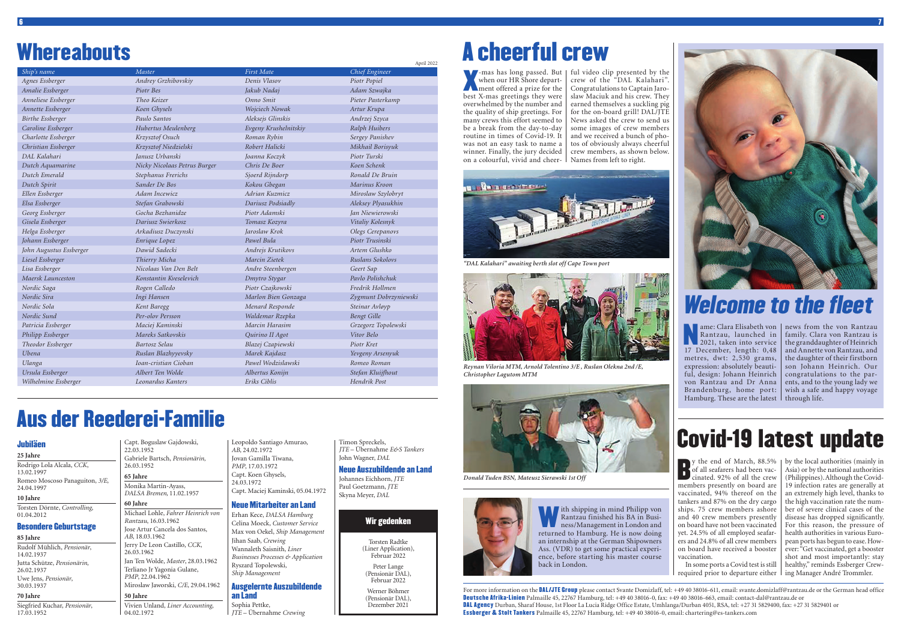# Whereabouts

April 2022

| *Ship's name* | *Master* | *First Mate* | *Chief Engineer* |
|---|---|---|---|
| *Agnes Essberger* | *Andrey Grzhibovskiy* | *Denis Vlasov* | *Piotr Popiel* |
| *Amalie Essberger* | *Piotr Bes* | *Jakub Nadaj* | *Adam Szwajka* |
| *Anneliese Essberger* | *Theo Keizer* | *Onno Smit* | *Pieter Pasterkamp* |
| *Annette Essberger* | *Koen Ghysels* | *Wojciech Nowak* | *Artur Krupa* |
| *Birthe Essberger* | *Paulo Santos* | *Aleksejs Glinskis* | *Andrzej Szyca* |
| *Caroline Essberger* | *Hubertus Meulenberg* | *Evgeny Krushelnitskiy* | *Ralph Huibers* |
| *Charlotte Essberger* | *Krzysztof Osuch* | *Roman Rybin* | *Sergey Panishev* |
| *Christian Essberger* | *Krzysztof Niedzielski* | *Robert Halicki* | *Mikhail Borisyuk* |
| *DAL Kalahari* | *Janusz Urbanski* | *Joanna Koczyk* | *Piotr Turski* |
| *Dutch Aquamarine* | *Nicky Nicolaas Petrus Burger* | *Chris De Boer* | *Koen Schenk* |
| *Dutch Emerald* | *Stephanus Frerichs* | *Sjoerd Rijndorp* | *Ronald De Bruin* |
| *Dutch Spirit* | *Sander De Bos* | *Kokou Gbegan* | *Marinus Kroon* |
| *Ellen Essberger* | *Adam Incewicz* | *Adrian Kuzmicz* | *Miroslaw Szylobryt* |
| *Elsa Essberger* | *Stefan Grabowski* | *Dariusz Podsiadly* | *Aleksey Plyasukhin* |
| *Georg Essberger* | *Gocha Bezhanidze* | *Piotr Adamski* | *Jan Niewierowski* |
| *Gisela Essberger* | *Dariusz Swierkosz* | *Tomasz Kozyra* | *Vitaliy Kolesnyk* |
| *Helga Essberger* | *Arkadiusz Duczynski* | *Jaroslaw Krok* | *Olegs Cerepanovs* |
| *Johann Essberger* | *Enrique Lopez* | *Pawel Bula* | *Piotr Trusinski* |
| *John Augustus Essberger* | *Dawid Sadecki* | *Andrejs Krutikovs* | *Artem Glushko* |
| *Liesel Essberger* | *Thierry Micha* | *Marcin Zietek* | *Ruslans Sokolovs* |
| *Lisa Essberger* | *Nicolaas Van Den Belt* | *Andre Steenbergen* | *Geert Sap* |
| *Maersk Launceston* | *Konstantin Kveselevich* | *Dmytro Stygar* | *Pavlo Polishchuk* |
| *Nordic Saga* | *Rogen Calledo* | *Piotr Czajkowski* | *Fredrik Hollmen* |
| *Nordic Sira* | *Ingi Hansen* | *Marlon Bien Gonzaga* | *Zygmunt Dobrzyniewski* |
| *Nordic Sola* | *Kent Baregg* | *Menard Responde* | *Steinar Avløyp* |
| *Nordic Sund* | *Per-olov Persson* | *Waldemar Rzepka* | *Bengt Gille* |
| *Patricia Essberger* | *Maciej Kaminski* | *Marcin Harasim* | *Grzegorz Topolewski* |
| *Philipp Essberger* | *Mareks Satkovskis* | *Quirino II Agot* | *Vitor Belo* |
| *Theodor Essberger* | *Bartosz Selau* | *Blazej Czapiewski* | *Piotr Kret* |
| *Ubena* | *Ruslan Blazhyyevsky* | *Marek Kajdasz* | *Yevgeny Arsenyuk* |
| *Ulanga* | *Ioan-cristian Cioban* | *Pawel Wodzislawski* | *Romeo Roman* |
| *Ursula Essberger* | *Albert Ten Wolde* | *Albertus Konijn* | *Stefan Kluijfhout* |
| *Wilhelmine Essberger* | *Leonardus Kanters* | *Eriks Ciblis* | *Hendrik Post* |

# Aus der Reederei-Familie

## Jubiläen

**25 Jahre**

Rodrigo Lola Alcala, *CCK*, 13.02.1997
Romeo Moscoso Panaguiton, *3/E*, 24.04.1997

**10 Jahre**

Torsten Dörnte, *Controlling*, 01.04.2012

## Besondere Geburtstage

**85 Jahre**

Rudolf Mühlich, *Pensionär*, 14.02.1937
Jutta Schütze, *Pensionärin*, 26.02.1937
Uwe Jens, *Pensionär*, 30.03.1937

**70 Jahre**

Siegfried Kuchar, *Pensionär*, 17.03.1952
Capt. Boguslaw Gajdowski, 22.03.1952
Gabriele Bartsch, *Pensionärin*, 26.03.1952

**65 Jahre**

Monika Martin-Ayass, *DALSA Bremen*, 11.02.1957

**60 Jahre**

Michael Lohle, *Fahrer Heinrich von Rantzau*, 16.03.1962
Jose Artur Cancela dos Santos, *AB*, 18.03.1962
Jerry De Leon Castillo, *CCK*, 26.03.1962
Jan Ten Wolde, *Master*, 28.03.1962
Terliano Jr Yagonia Gulane, *PMP*, 22.04.1962
Miroslaw Jaworski, *C/E*, 29.04.1962

**50 Jahre**

Vivien Unland, *Liner Accounting*, 04.02.1972
Leopoldo Santiago Amurao, *AB*, 24.02.1972
Jovan Gamilla Tiwana, *PMP*, 17.03.1972
Capt. Koen Ghysels, 24.03.1972
Capt. Maciej Kaminski, 05.04.1972

## Neue Mitarbeiter an Land

Erhan Kece, *DALSA Hamburg*
Celina Moeck, *Customer Service*
Max von Oekel, *Ship Management*
Jihan Saab, *Crewing*
Wannaleth Saisinth, *Liner Businesses Processes & Application*
Ryszard Topolewski, *Ship Management*

## Ausgelernte Auszubildende an Land

Sophia Pettke, *JTE – Übernahme Crewing*
Timon Spreckels, *JTE – Übernahme E&S Tankers*
John Wagner, *DAL*

## Neue Auszubildende an Land

Johannes Eichhorn, *JTE*
Paul Goetzmann, *JTE*
Skyna Meyer, *DAL*

## Wir gedenken

Torsten Radtke (Liner Application), Februar 2022

Peter Lange (Pensionär DAL), Februar 2022

Werner Böhmer (Pensionär DAL), Dezember 2021

# A cheerful crew

X-mas has long passed. But when our HR Shore department offered a prize for the best X-mas greetings they were overwhelmed by the number and the quality of ship greetings. For many crews this effort seemed to be a break from the day-to-day routine in times of Covid-19. It was not an easy task to name a winner. Finally, the jury decided on a colourful, vivid and cheerful video clip presented by the crew of the "DAL Kalahari". Congratulations to Captain Jaroslaw Maciuk and his crew. They earned themselves a suckling pig for the on-board grill! DAL/JTE News asked the crew to send us some images of crew members and we received a bunch of photos of obviously always cheerful crew members, as shown below. Names from left to right.

*"DAL Kalahari" awaiting berth slot off Cape Town port*

*Reynan Viloria MTM, Arnold Tolentino 3/E , Ruslan Olekna 2nd /E, Christopher Lagutom MTM*

*Donald Tuden BSN, Mateusz Sierawski 1st Off*

With shipping in mind Philipp von Rantzau finished his BA in Business/Management in London and returned to Hamburg. He is now doing an internship at the German Shipowners Ass. (VDR) to get some practical experience, before starting his master course back in London.

# *Welcome to the fleet*

Name: Clara Elisabeth von Rantzau, launched in 2021, taken into service 17 December, length: 0,48 metres, dwt: 2,530 grams, expression: absolutely beautiful, design: Johann Heinrich von Rantzau and Dr Anna Brandenburg, home port: Hamburg. These are the latest news from the von Rantzau family. Clara von Rantzau is the granddaughter of Heinrich and Annette von Rantzau, and the daughter of their firstborn son Johann Heinrich. Our congratulations to the parents, and to the young lady we wish a safe and happy voyage through life.

# Covid-19 latest update

By the end of March, 88.5% of all seafarers had been vaccinated. 92% of all the crew members presently on board are vaccinated, 94% thereof on the tankers and 87% on the dry cargo ships. 75 crew members ashore and 40 crew members presently on board have not been vaccinated yet. 24.5% of all employed seafarers and 24.8% of all crew members on board have received a booster vaccination.

In some ports a Covid test is still required prior to departure either by the local authorities (mainly in Asia) or by the national authorities (Philippines). Although the Covid-19 infection rates are generally at an extremely high level, thanks to the high vaccination rate the number of severe clinical cases of the disease has dropped significantly. For this reason, the pressure of health authorities in various European ports has begun to ease. However: "Get vaccinated, get a booster shot and most importantly: stay healthy," reminds Essberger Crewing Manager André Trommler.

For more information on the **DAL/JTE Group** please contact Svante Domizlaff, tel: +49 40 38016-611, email: svante.domizlaff@rantzau.de or the German head office
**Deutsche Afrika-Linien** Palmaille 45, 22767 Hamburg, tel: +49 40 38016-0, fax: +49 40 38016-663, email: contact-dal@rantzau.de or
**DAL Agency** Durban, Sharaf House, 1st Floor La Lucia Ridge Office Estate, Umhlanga/Durban 4051, RSA, tel: +27 31 5829400, fax: +27 31 5829401 or
**Essberger & Stolt Tankers** Palmaille 45, 22767 Hamburg, tel: +49 40 38016-0, email: chartering@es-tankers.com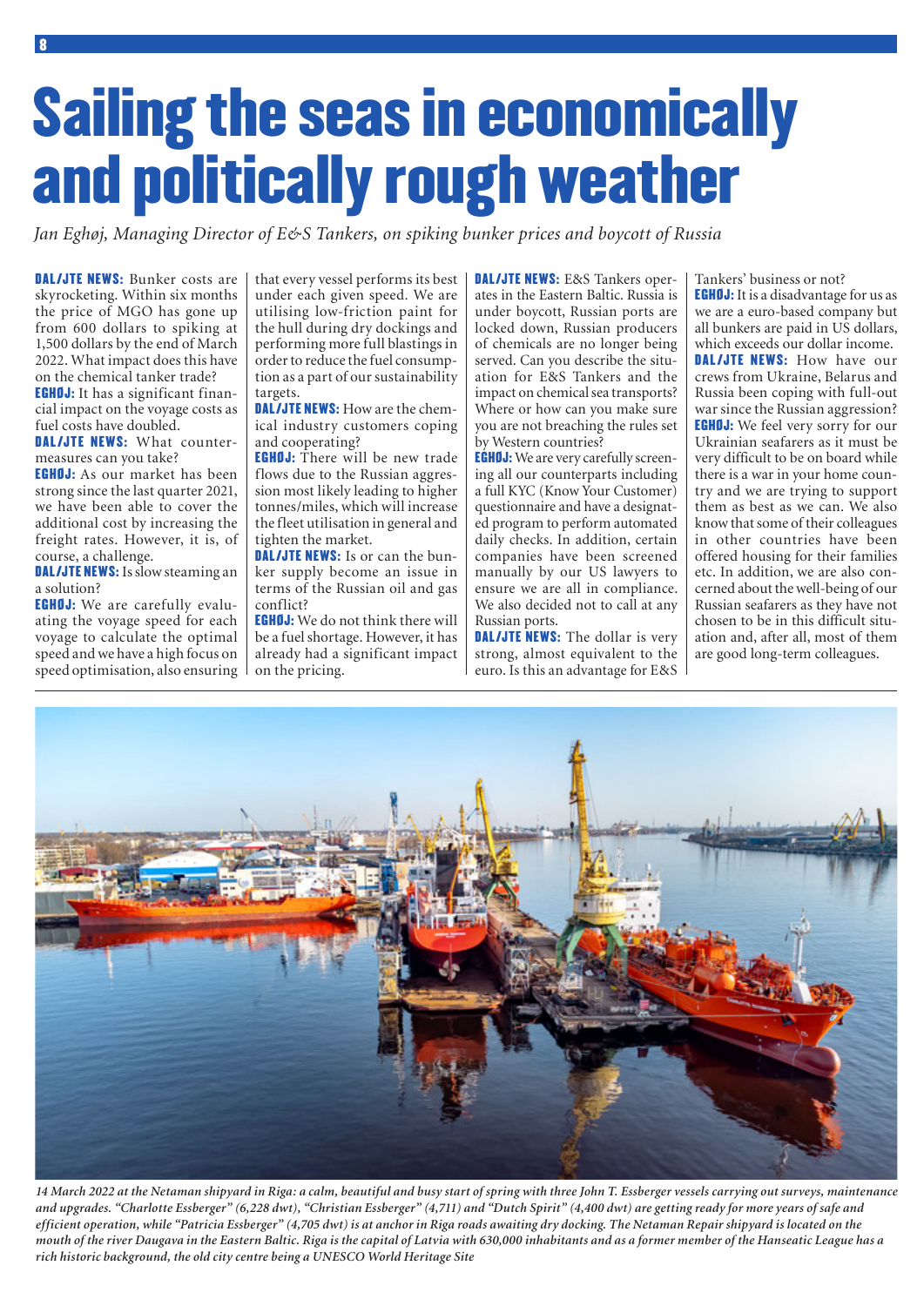# Sailing the seas in economically and politically rough weather

*Jan Eghøj, Managing Director of E&S Tankers, on spiking bunker prices and boycott of Russia*

**DAL/JTE NEWS:** Bunker costs are skyrocketing. Within six months the price of MGO has gone up from 600 dollars to spiking at 1,500 dollars by the end of March 2022. What impact does this have on the chemical tanker trade?

**EGHØJ:** It has a significant financial impact on the voyage costs as fuel costs have doubled.

**DAL/JTE NEWS:** What countermeasures can you take?

**EGHØJ:** As our market has been strong since the last quarter 2021, we have been able to cover the additional cost by increasing the freight rates. However, it is, of course, a challenge.

**DAL/JTE NEWS:** Is slow steaming an a solution?

**EGHØJ:** We are carefully evaluating the voyage speed for each voyage to calculate the optimal speed and we have a high focus on speed optimisation, also ensuring that every vessel performs its best under each given speed. We are utilising low-friction paint for the hull during dry dockings and performing more full blastings in order to reduce the fuel consumption as a part of our sustainability targets.

**DAL/JTE NEWS:** How are the chemical industry customers coping and cooperating?

**EGHØJ:** There will be new trade flows due to the Russian aggression most likely leading to higher tonnes/miles, which will increase the fleet utilisation in general and tighten the market.

**DAL/JTE NEWS:** Is or can the bunker supply become an issue in terms of the Russian oil and gas conflict?

**EGHØJ:** We do not think there will be a fuel shortage. However, it has already had a significant impact on the pricing.

**DAL/JTE NEWS:** E&S Tankers operates in the Eastern Baltic. Russia is under boycott, Russian ports are locked down, Russian producers of chemicals are no longer being served. Can you describe the situation for E&S Tankers and the impact on chemical sea transports? Where or how can you make sure you are not breaching the rules set by Western countries?

**EGHØJ:** We are very carefully screening all our counterparts including a full KYC (Know Your Customer) questionnaire and have a designated program to perform automated daily checks. In addition, certain companies have been screened manually by our US lawyers to ensure we are all in compliance. We also decided not to call at any Russian ports.

**DAL/JTE NEWS:** The dollar is very strong, almost equivalent to the euro. Is this an advantage for E&S Tankers' business or not?

**EGHØJ:** It is a disadvantage for us as we are a euro-based company but all bunkers are paid in US dollars, which exceeds our dollar income.

**DAL/JTE NEWS:** How have our crews from Ukraine, Belarus and Russia been coping with full-out war since the Russian aggression?

**EGHØJ:** We feel very sorry for our Ukrainian seafarers as it must be very difficult to be on board while there is a war in your home country and we are trying to support them as best as we can. We also know that some of their colleagues in other countries have been offered housing for their families etc. In addition, we are also concerned about the well-being of our Russian seafarers as they have not chosen to be in this difficult situation and, after all, most of them are good long-term colleagues.

*14 March 2022 at the Netaman shipyard in Riga: a calm, beautiful and busy start of spring with three John T. Essberger vessels carrying out surveys, maintenance and upgrades. "Charlotte Essberger" (6,228 dwt), "Christian Essberger" (4,711) and "Dutch Spirit" (4,400 dwt) are getting ready for more years of safe and efficient operation, while "Patricia Essberger" (4,705 dwt) is at anchor in Riga roads awaiting dry docking. The Netaman Repair shipyard is located on the mouth of the river Daugava in the Eastern Baltic. Riga is the capital of Latvia with 630,000 inhabitants and as a former member of the Hanseatic League has a rich historic background, the old city centre being a UNESCO World Heritage Site*